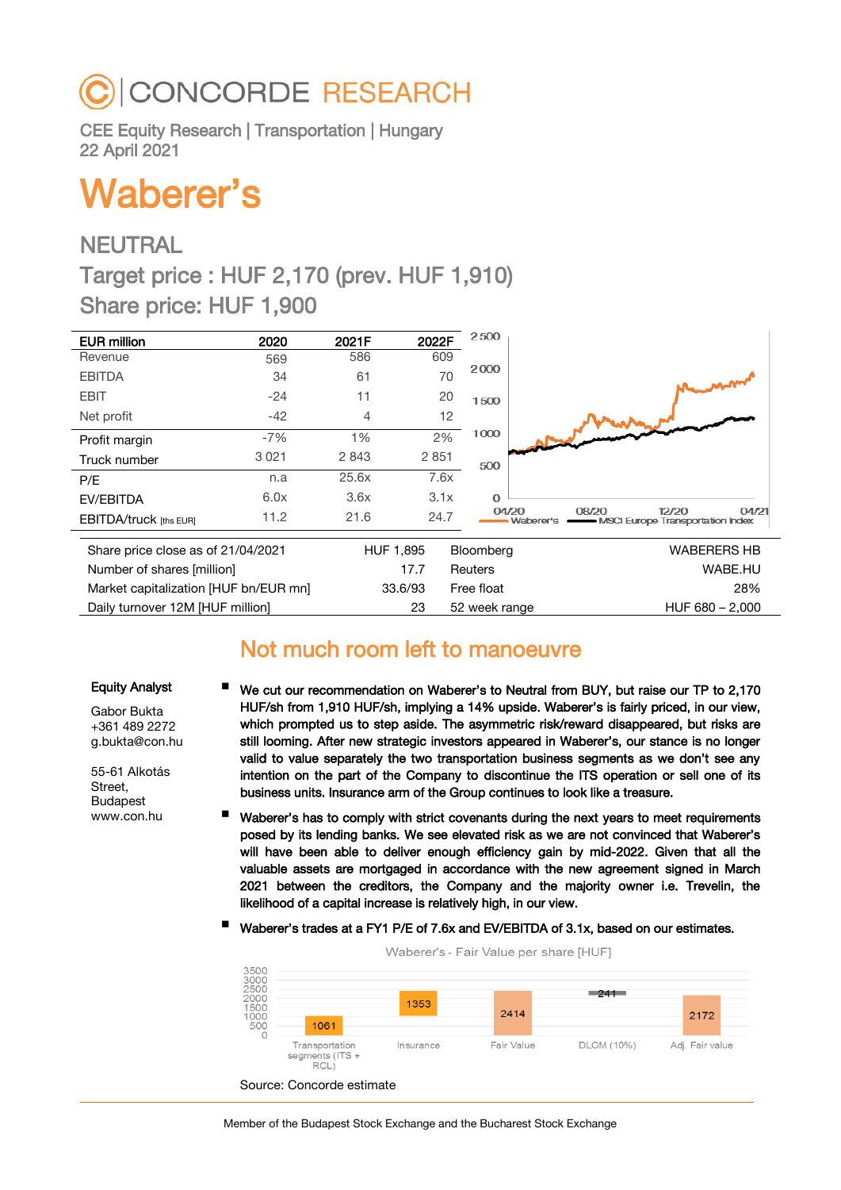# CONCORDE RESEARCH

CEE Equity Research | Transportation | Hungary
22 April 2021

# Waberer's

## NEUTRAL

### Target price : HUF 2,170 (prev. HUF 1,910)

### Share price: HUF 1,900

| EUR million | 2020 | 2021F | 2022F |
|---|---|---|---|
| Revenue | 569 | 586 | 609 |
| EBITDA | 34 | 61 | 70 |
| EBIT | -24 | 11 | 20 |
| Net profit | -42 | 4 | 12 |
| Profit margin | -7% | 1% | 2% |
| Truck number | 3 021 | 2 843 | 2 851 |
| P/E | n.a | 25.6x | 7.6x |
| EV/EBITDA | 6.0x | 3.6x | 3.1x |
| EBITDA/truck [ths EUR] | 11.2 | 21.6 | 24.7 |

2 500
2000
1 500
1 000
500
0
04/20 08/20 12/20 04/21
Waberer's — MSCI Europe Transportation Index

| | | | |
|---|---|---|---|
| Share price close as of 21/04/2021 | HUF 1,895 | Bloomberg | WABERERS HB |
| Number of shares [million] | 17.7 | Reuters | WABE.HU |
| Market capitalization [HUF bn/EUR mn] | 33.6/93 | Free float | 28% |
| Daily turnover 12M [HUF million] | 23 | 52 week range | HUF 680 – 2,000 |

## Not much room left to manoeuvre

**Equity Analyst**

Gabor Bukta
+361 489 2272
g.bukta@con.hu

55-61 Alkotás Street, Budapest
www.con.hu

- **We cut our recommendation on Waberer's to Neutral from BUY, but raise our TP to 2,170 HUF/sh from 1,910 HUF/sh, implying a 14% upside. Waberer's is fairly priced, in our view, which prompted us to step aside. The asymmetric risk/reward disappeared, but risks are still looming. After new strategic investors appeared in Waberer's, our stance is no longer valid to value separately the two transportation business segments as we don't see any intention on the part of the Company to discontinue the ITS operation or sell one of its business units. Insurance arm of the Group continues to look like a treasure.**
- **Waberer's has to comply with strict covenants during the next years to meet requirements posed by its lending banks. We see elevated risk as we are not convinced that Waberer's will have been able to deliver enough efficiency gain by mid-2022. Given that all the valuable assets are mortgaged in accordance with the new agreement signed in March 2021 between the creditors, the Company and the majority owner i.e. Trevelin, the likelihood of a capital increase is relatively high, in our view.**
- **Waberer's trades at a FY1 P/E of 7.6x and EV/EBITDA of 3.1x, based on our estimates.**

Waberer's - Fair Value per share [HUF]

3500
3000
2500
2000
1500
1000
500
0

1061 — Transportation segments (ITS + RCL)
1353 — Insurance
2414 — Fair Value
-241 — DLOM (10%)
2172 — Adj. Fair value

Source: Concorde estimate

Member of the Budapest Stock Exchange and the Bucharest Stock Exchange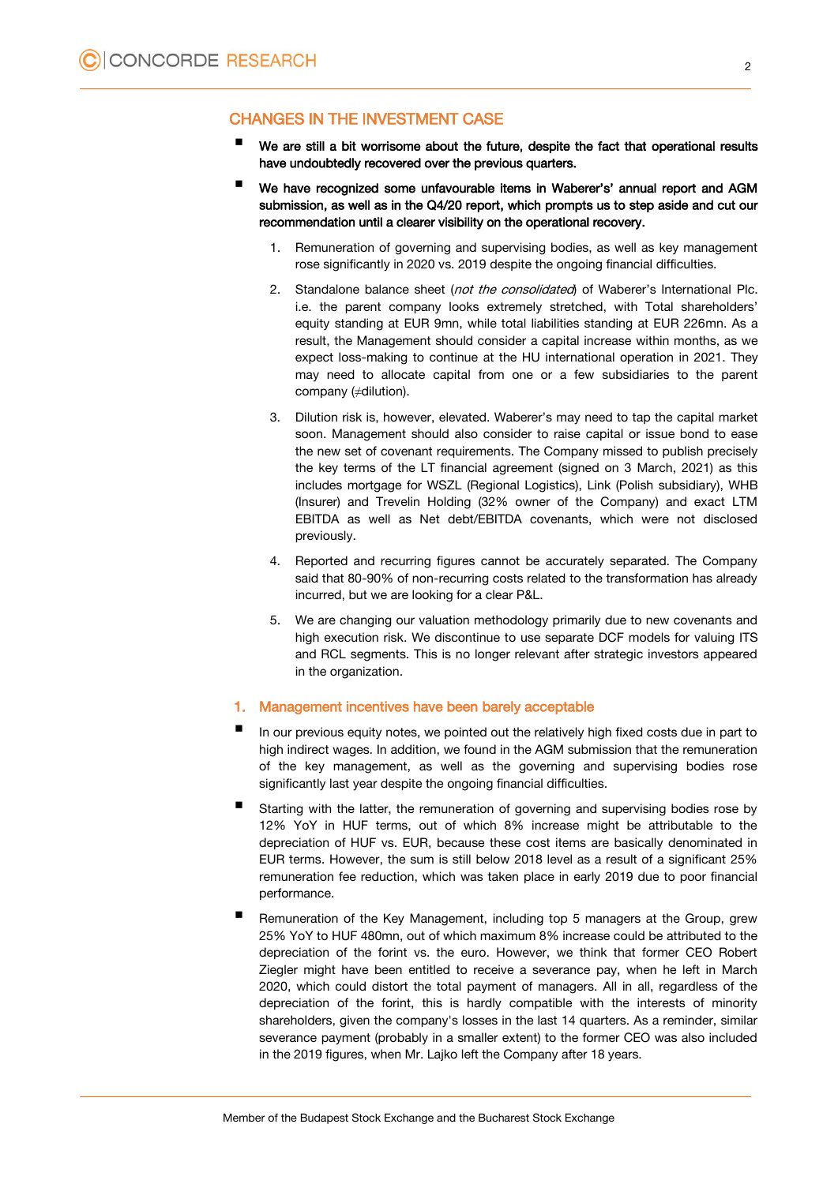## CHANGES IN THE INVESTMENT CASE

- **We are still a bit worrisome about the future, despite the fact that operational results have undoubtedly recovered over the previous quarters.**
- **We have recognized some unfavourable items in Waberer's' annual report and AGM submission, as well as in the Q4/20 report, which prompts us to step aside and cut our recommendation until a clearer visibility on the operational recovery.**

  1. Remuneration of governing and supervising bodies, as well as key management rose significantly in 2020 vs. 2019 despite the ongoing financial difficulties.
  2. Standalone balance sheet (*not the consolidated*) of Waberer's International Plc. i.e. the parent company looks extremely stretched, with Total shareholders' equity standing at EUR 9mn, while total liabilities standing at EUR 226mn. As a result, the Management should consider a capital increase within months, as we expect loss-making to continue at the HU international operation in 2021. They may need to allocate capital from one or a few subsidiaries to the parent company (≠dilution).
  3. Dilution risk is, however, elevated. Waberer's may need to tap the capital market soon. Management should also consider to raise capital or issue bond to ease the new set of covenant requirements. The Company missed to publish precisely the key terms of the LT financial agreement (signed on 3 March, 2021) as this includes mortgage for WSZL (Regional Logistics), Link (Polish subsidiary), WHB (Insurer) and Trevelin Holding (32% owner of the Company) and exact LTM EBITDA as well as Net debt/EBITDA covenants, which were not disclosed previously.
  4. Reported and recurring figures cannot be accurately separated. The Company said that 80-90% of non-recurring costs related to the transformation has already incurred, but we are looking for a clear P&L.
  5. We are changing our valuation methodology primarily due to new covenants and high execution risk. We discontinue to use separate DCF models for valuing ITS and RCL segments. This is no longer relevant after strategic investors appeared in the organization.

### 1. Management incentives have been barely acceptable

- In our previous equity notes, we pointed out the relatively high fixed costs due in part to high indirect wages. In addition, we found in the AGM submission that the remuneration of the key management, as well as the governing and supervising bodies rose significantly last year despite the ongoing financial difficulties.
- Starting with the latter, the remuneration of governing and supervising bodies rose by 12% YoY in HUF terms, out of which 8% increase might be attributable to the depreciation of HUF vs. EUR, because these cost items are basically denominated in EUR terms. However, the sum is still below 2018 level as a result of a significant 25% remuneration fee reduction, which was taken place in early 2019 due to poor financial performance.
- Remuneration of the Key Management, including top 5 managers at the Group, grew 25% YoY to HUF 480mn, out of which maximum 8% increase could be attributable to the depreciation of the forint vs. the euro. However, we think that former CEO Robert Ziegler might have been entitled to receive a severance pay, when he left in March 2020, which could distort the total payment of managers. All in all, regardless of the depreciation of the forint, this is hardly compatible with the interests of minority shareholders, given the company's losses in the last 14 quarters. As a reminder, similar severance payment (probably in a smaller extent) to the former CEO was also included in the 2019 figures, when Mr. Lajko left the Company after 18 years.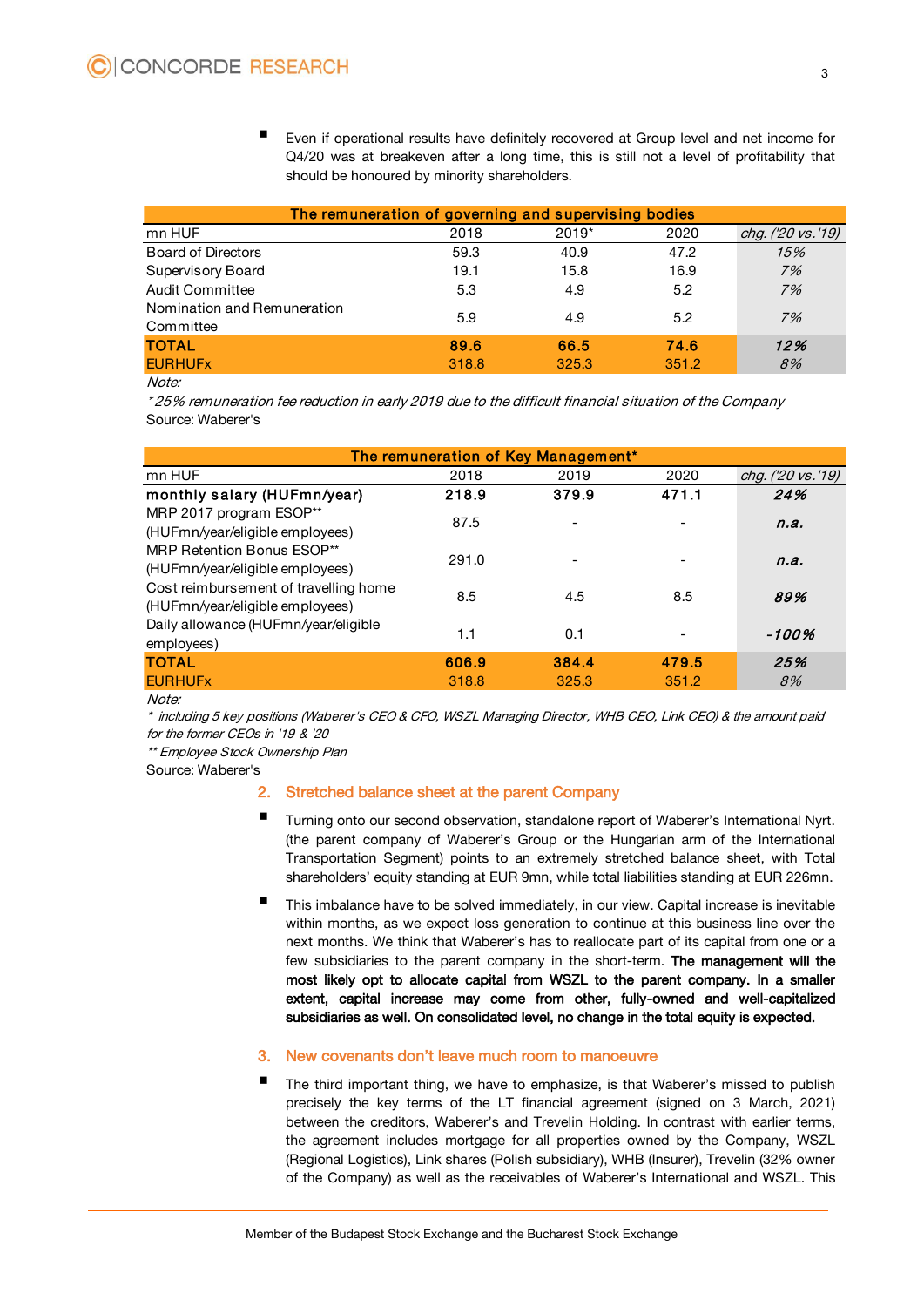- Even if operational results have definitely recovered at Group level and net income for Q4/20 was at breakeven after a long time, this is still not a level of profitability that should be honoured by minority shareholders.

| The remuneration of governing and supervising bodies | | | | |
|---|---|---|---|---|
| mn HUF | 2018 | 2019* | 2020 | *chg. ('20 vs.'19)* |
| Board of Directors | 59.3 | 40.9 | 47.2 | *15%* |
| Supervisory Board | 19.1 | 15.8 | 16.9 | *7%* |
| Audit Committee | 5.3 | 4.9 | 5.2 | *7%* |
| Nomination and Remuneration Committee | 5.9 | 4.9 | 5.2 | *7%* |
| **TOTAL** | **89.6** | **66.5** | **74.6** | ***12%*** |
| EURHUFx | 318.8 | 325.3 | 351.2 | *8%* |

*Note:*

*\*25% remuneration fee reduction in early 2019 due to the difficult financial situation of the Company*

Source: Waberer's

| The remuneration of Key Management* | | | | |
|---|---|---|---|---|
| mn HUF | 2018 | 2019 | 2020 | *chg. ('20 vs.'19)* |
| **monthly salary (HUFmn/year)** | **218.9** | **379.9** | **471.1** | ***24%*** |
| MRP 2017 program ESOP** (HUFmn/year/eligible employees) | 87.5 | - | - | ***n.a.*** |
| MRP Retention Bonus ESOP** (HUFmn/year/eligible employees) | 291.0 | - | - | ***n.a.*** |
| Cost reimbursement of travelling home (HUFmn/year/eligible employees) | 8.5 | 4.5 | 8.5 | ***89%*** |
| Daily allowance (HUFmn/year/eligible employees) | 1.1 | 0.1 | - | ***-100%*** |
| **TOTAL** | **606.9** | **384.4** | **479.5** | ***25%*** |
| EURHUFx | 318.8 | 325.3 | 351.2 | *8%* |

*Note:*

*\* including 5 key positions (Waberer's CEO & CFO, WSZL Managing Director, WHB CEO, Link CEO) & the amount paid for the former CEOs in '19 & '20*

*\*\* Employee Stock Ownership Plan*

Source: Waberer's

## 2. Stretched balance sheet at the parent Company

- Turning onto our second observation, standalone report of Waberer's International Nyrt. (the parent company of Waberer's Group or the Hungarian arm of the International Transportation Segment) points to an extremely stretched balance sheet, with Total shareholders' equity standing at EUR 9mn, while total liabilities standing at EUR 226mn.
- This imbalance have to be solved immediately, in our view. Capital increase is inevitable within months, as we expect loss generation to continue at this business line over the next months. We think that Waberer's has to reallocate part of its capital from one or a few subsidiaries to the parent company in the short-term. **The management will the most likely opt to allocate capital from WSZL to the parent company. In a smaller extent, capital increase may come from other, fully-owned and well-capitalized subsidiaries as well. On consolidated level, no change in the total equity is expected.**

## 3. New covenants don't leave much room to manoeuvre

- The third important thing, we have to emphasize, is that Waberer's missed to publish precisely the key terms of the LT financial agreement (signed on 3 March, 2021) between the creditors, Waberer's and Trevelin Holding. In contrast with earlier terms, the agreement includes mortgage for all properties owned by the Company, WSZL (Regional Logistics), Link shares (Polish subsidiary), WHB (Insurer), Trevelin (32% owner of the Company) as well as the receivables of Waberer's International and WSZL. This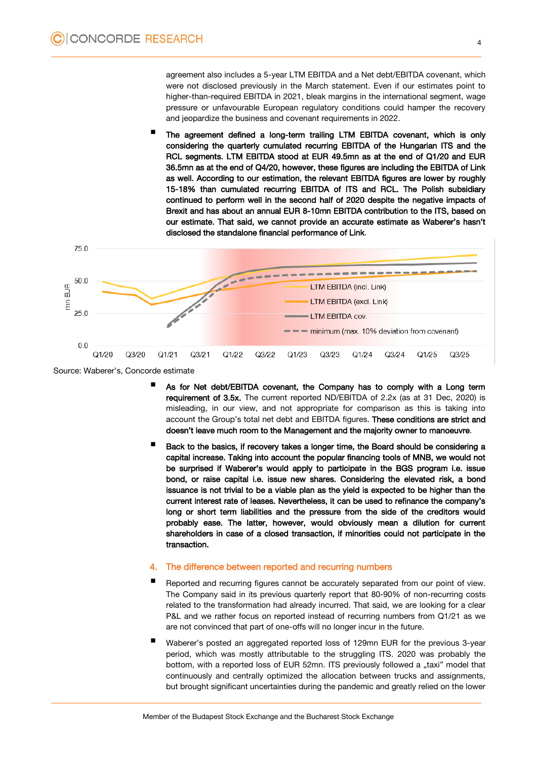agreement also includes a 5-year LTM EBITDA and a Net debt/EBITDA covenant, which were not disclosed previously in the March statement. Even if our estimates point to higher-than-required EBITDA in 2021, bleak margins in the international segment, wage pressure or unfavourable European regulatory conditions could hamper the recovery and jeopardize the business and covenant requirements in 2022.

- **The agreement defined a long-term trailing LTM EBITDA covenant, which is only considering the quarterly cumulated recurring EBITDA of the Hungarian ITS and the RCL segments. LTM EBITDA stood at EUR 49.5mn as at the end of Q1/20 and EUR 36.5mn as at the end of Q4/20, however, these figures are including the EBITDA of Link as well. According to our estimation, the relevant EBITDA figures are lower by roughly 15-18% than cumulated recurring EBITDA of ITS and RCL. The Polish subsidiary continued to perform well in the second half of 2020 despite the negative impacts of Brexit and has about an annual EUR 8-10mn EBITDA contribution to the ITS, based on our estimate. That said, we cannot provide an accurate estimate as Waberer's hasn't disclosed the standalone financial performance of Link.**

mn EUR
75.0
50.0
25.0
0.0
Q1/20 Q3/20 Q1/21 Q3/21 Q1/22 Q3/22 Q1/23 Q3/23 Q1/24 Q3/24 Q1/25 Q3/25
LTM EBITDA (incl. Link)
LTM EBITDA (excl. Link)
LTM EBITDA cov.
minimum (max. 10% deviation from covenant)

Source: Waberer's, Concorde estimate

- **As for Net debt/EBITDA covenant, the Company has to comply with a Long term requirement of 3.5x.** The current reported ND/EBITDA of 2.2x (as at 31 Dec, 2020) is misleading, in our view, and not appropriate for comparison as this is taking into account the Group's total net debt and EBITDA figures. **These conditions are strict and doesn't leave much room to the Management and the majority owner to manoeuvre.**
- **Back to the basics, if recovery takes a longer time, the Board should be considering a capital increase. Taking into account the popular financing tools of MNB, we would not be surprised if Waberer's would apply to participate in the BGS program i.e. issue bond, or raise capital i.e. issue new shares. Considering the elevated risk, a bond issuance is not trivial to be a viable plan as the yield is expected to be higher than the current interest rate of leases. Nevertheless, it can be used to refinance the company's long or short term liabilities and the pressure from the side of the creditors would probably ease. The latter, however, would obviously mean a dilution for current shareholders in case of a closed transaction, if minorities could not participate in the transaction.**

## 4. The difference between reported and recurring numbers

- Reported and recurring figures cannot be accurately separated from our point of view. The Company said in its previous quarterly report that 80-90% of non-recurring costs related to the transformation had already incurred. That said, we are looking for a clear P&L and we rather focus on reported instead of recurring numbers from Q1/21 as we are not convinced that part of one-offs will no longer incur in the future.
- Waberer's posted an aggregated reported loss of 129mn EUR for the previous 3-year period, which was mostly attributable to the struggling ITS. 2020 was probably the bottom, with a reported loss of EUR 52mn. ITS previously followed a „taxi" model that continuously and centrally optimized the allocation between trucks and assignments, but brought significant uncertainties during the pandemic and greatly relied on the lower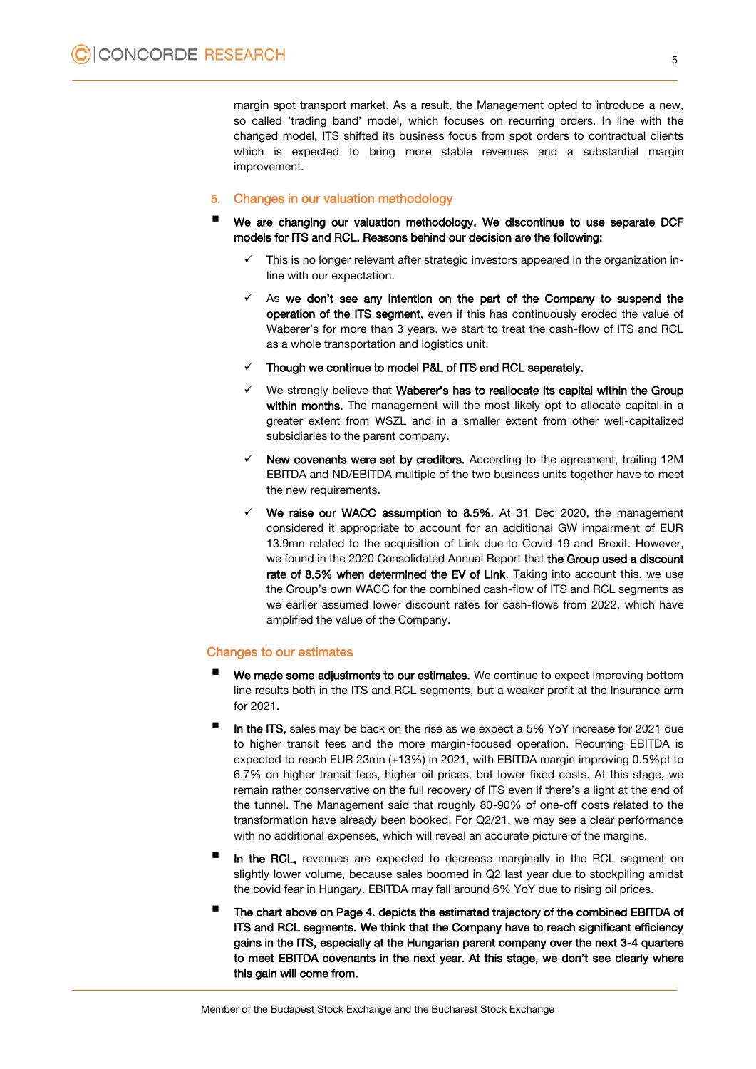margin spot transport market. As a result, the Management opted to introduce a new, so called 'trading band' model, which focuses on recurring orders. In line with the changed model, ITS shifted its business focus from spot orders to contractual clients which is expected to bring more stable revenues and a substantial margin improvement.

## 5. Changes in our valuation methodology

- **We are changing our valuation methodology. We discontinue to use separate DCF models for ITS and RCL. Reasons behind our decision are the following:**
  - ✓ This is no longer relevant after strategic investors appeared in the organization in-line with our expectation.
  - ✓ As **we don't see any intention on the part of the Company to suspend the operation of the ITS segment**, even if this has continuously eroded the value of Waberer's for more than 3 years, we start to treat the cash-flow of ITS and RCL as a whole transportation and logistics unit.
  - ✓ **Though we continue to model P&L of ITS and RCL separately.**
  - ✓ We strongly believe that **Waberer's has to reallocate its capital within the Group within months.** The management will the most likely opt to allocate capital in a greater extent from WSZL and in a smaller extent from other well-capitalized subsidiaries to the parent company.
  - ✓ **New covenants were set by creditors.** According to the agreement, trailing 12M EBITDA and ND/EBITDA multiple of the two business units together have to meet the new requirements.
  - ✓ **We raise our WACC assumption to 8.5%.** At 31 Dec 2020, the management considered it appropriate to account for an additional GW impairment of EUR 13.9mn related to the acquisition of Link due to Covid-19 and Brexit. However, we found in the 2020 Consolidated Annual Report that **the Group used a discount rate of 8.5% when determined the EV of Link**. Taking into account this, we use the Group's own WACC for the combined cash-flow of ITS and RCL segments as we earlier assumed lower discount rates for cash-flows from 2022, which have amplified the value of the Company.

## Changes to our estimates

- **We made some adjustments to our estimates.** We continue to expect improving bottom line results both in the ITS and RCL segments, but a weaker profit at the Insurance arm for 2021.
- **In the ITS,** sales may be back on the rise as we expect a 5% YoY increase for 2021 due to higher transit fees and the more margin-focused operation. Recurring EBITDA is expected to reach EUR 23mn (+13%) in 2021, with EBITDA margin improving 0.5%pt to 6.7% on higher transit fees, higher oil prices, but lower fixed costs. At this stage, we remain rather conservative on the full recovery of ITS even if there's a light at the end of the tunnel. The Management said that roughly 80-90% of one-off costs related to the transformation have already been booked. For Q2/21, we may see a clear performance with no additional expenses, which will reveal an accurate picture of the margins.
- **In the RCL,** revenues are expected to decrease marginally in the RCL segment on slightly lower volume, because sales boomed in Q2 last year due to stockpiling amidst the covid fear in Hungary. EBITDA may fall around 6% YoY due to rising oil prices.
- **The chart above on Page 4. depicts the estimated trajectory of the combined EBITDA of ITS and RCL segments. We think that the Company have to reach significant efficiency gains in the ITS, especially at the Hungarian parent company over the next 3-4 quarters to meet EBITDA covenants in the next year. At this stage, we don't see clearly where this gain will come from.**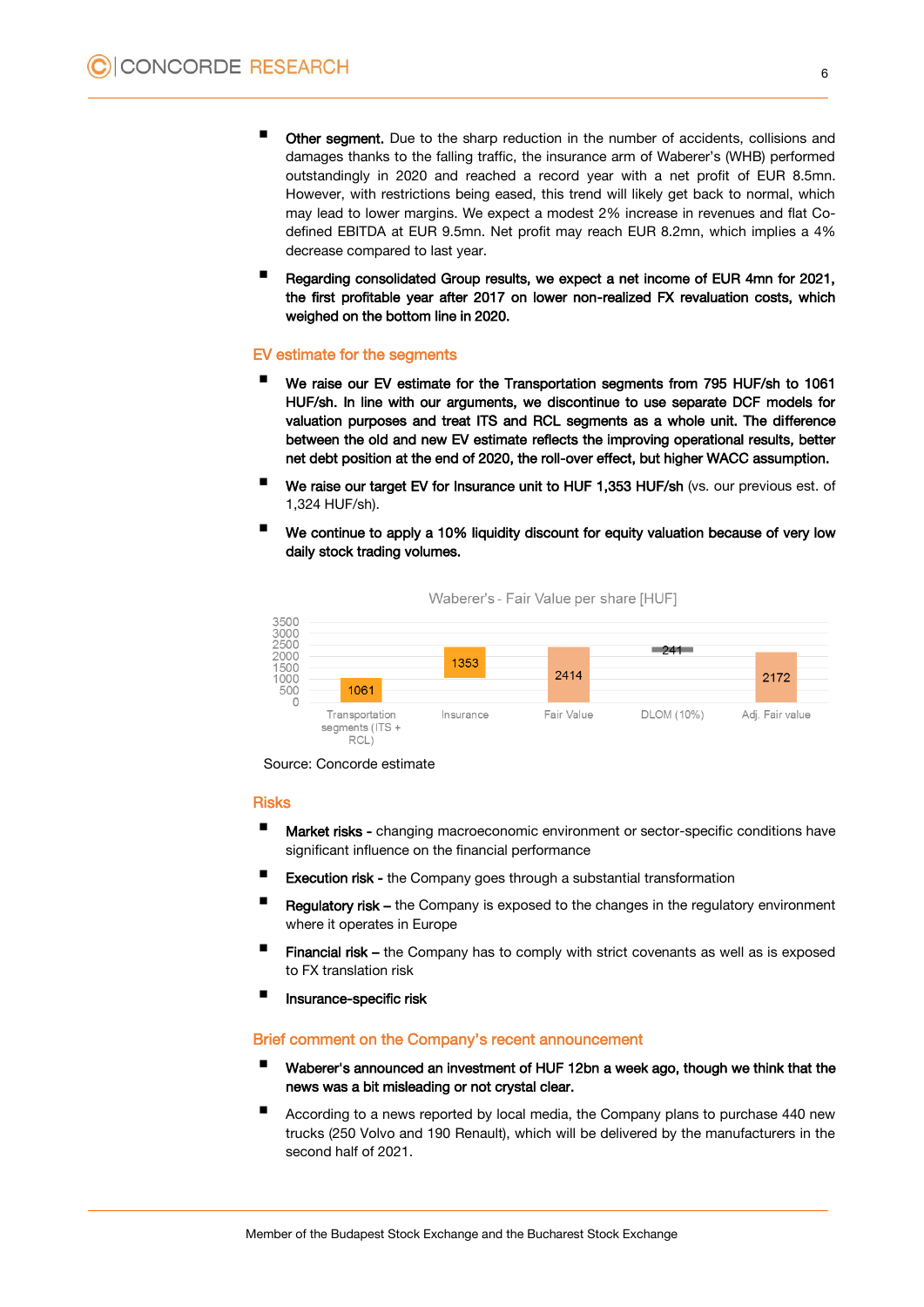- **Other segment.** Due to the sharp reduction in the number of accidents, collisions and damages thanks to the falling traffic, the insurance arm of Waberer's (WHB) performed outstandingly in 2020 and reached a record year with a net profit of EUR 8.5mn. However, with restrictions being eased, this trend will likely get back to normal, which may lead to lower margins. We expect a modest 2% increase in revenues and flat Co-defined EBITDA at EUR 9.5mn. Net profit may reach EUR 8.2mn, which implies a 4% decrease compared to last year.
- **Regarding consolidated Group results, we expect a net income of EUR 4mn for 2021, the first profitable year after 2017 on lower non-realized FX revaluation costs, which weighed on the bottom line in 2020.**

## EV estimate for the segments

- **We raise our EV estimate for the Transportation segments from 795 HUF/sh to 1061 HUF/sh. In line with our arguments, we discontinue to use separate DCF models for valuation purposes and treat ITS and RCL segments as a whole unit. The difference between the old and new EV estimate reflects the improving operational results, better net debt position at the end of 2020, the roll-over effect, but higher WACC assumption.**
- **We raise our target EV for Insurance unit to HUF 1,353 HUF/sh** (vs. our previous est. of 1,324 HUF/sh).
- **We continue to apply a 10% liquidity discount for equity valuation because of very low daily stock trading volumes.**

Waberer's - Fair Value per share [HUF]

3500
3000
2500
2000
1500
1000
500
0

1061
1353
2414
241
2172

Transportation segments (ITS + RCL)
Insurance
Fair Value
DLOM (10%)
Adj. Fair value

Source: Concorde estimate

## Risks

- **Market risks -** changing macroeconomic environment or sector-specific conditions have significant influence on the financial performance
- **Execution risk -** the Company goes through a substantial transformation
- **Regulatory risk –** the Company is exposed to the changes in the regulatory environment where it operates in Europe
- **Financial risk –** the Company has to comply with strict covenants as well as is exposed to FX translation risk
- **Insurance-specific risk**

## Brief comment on the Company's recent announcement

- **Waberer's announced an investment of HUF 12bn a week ago, though we think that the news was a bit misleading or not crystal clear.**
- According to a news reported by local media, the Company plans to purchase 440 new trucks (250 Volvo and 190 Renault), which will be delivered by the manufacturers in the second half of 2021.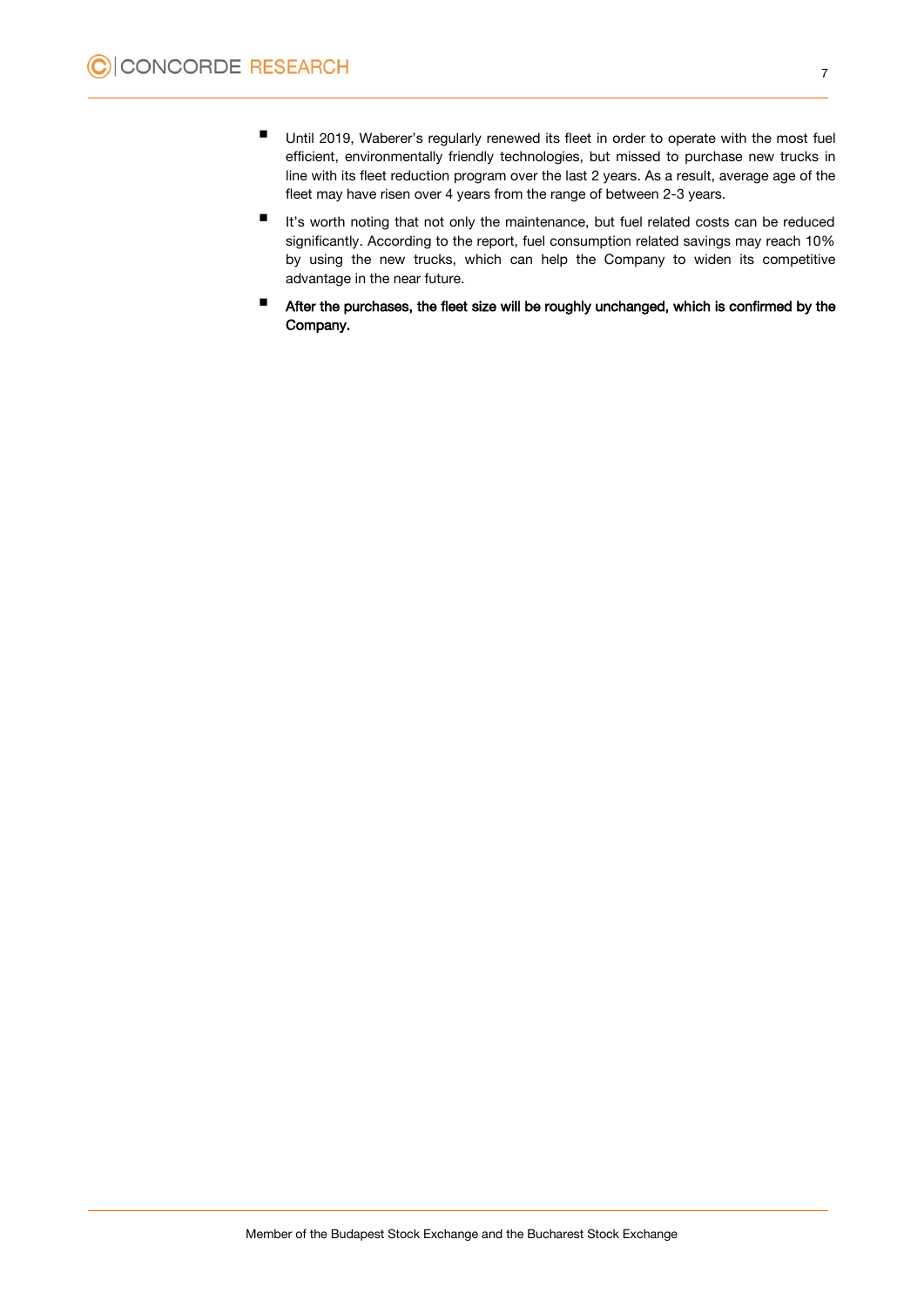- Until 2019, Waberer's regularly renewed its fleet in order to operate with the most fuel efficient, environmentally friendly technologies, but missed to purchase new trucks in line with its fleet reduction program over the last 2 years. As a result, average age of the fleet may have risen over 4 years from the range of between 2-3 years.
- It's worth noting that not only the maintenance, but fuel related costs can be reduced significantly. According to the report, fuel consumption related savings may reach 10% by using the new trucks, which can help the Company to widen its competitive advantage in the near future.
- **After the purchases, the fleet size will be roughly unchanged, which is confirmed by the Company.**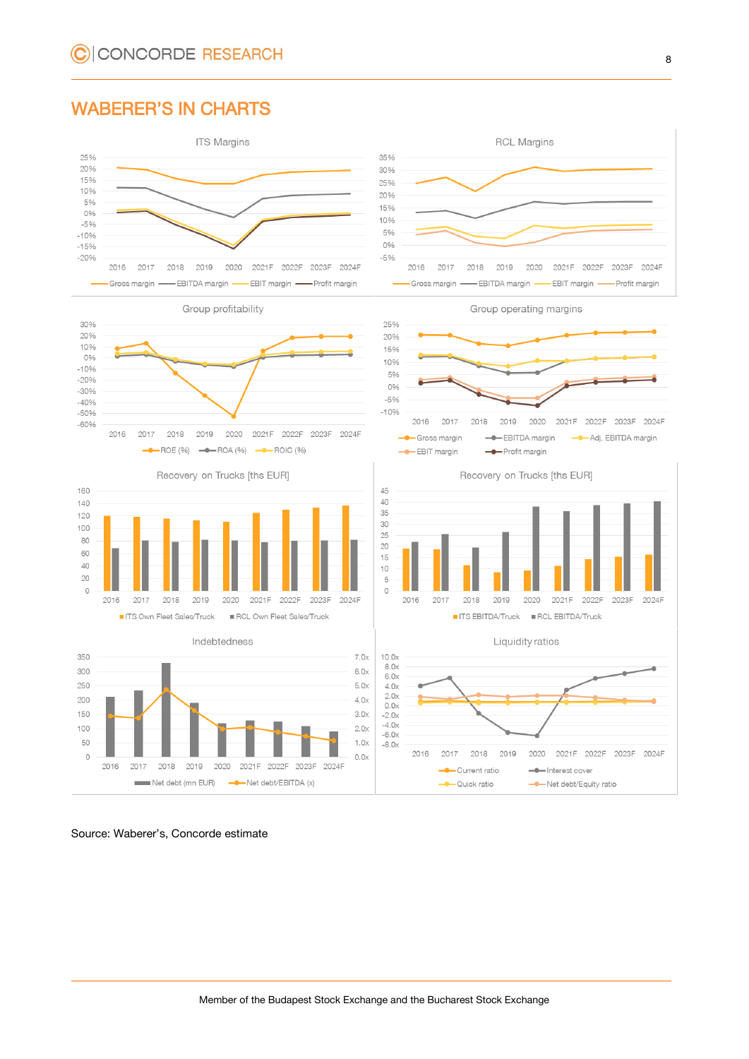# WABERER'S IN CHARTS

ITS Margins

25%
20%
15%
10%
5%
0%
-5%
-10%
-15%
-20%

2016 2017 2018 2019 2020 2021F 2022F 2023F 2024F

Gross margin, EBITDA margin, EBIT margin, Profit margin

RCL Margins

35%
30%
25%
20%
15%
10%
5%
0%
-5%

2016 2017 2018 2019 2020 2021F 2022F 2023F 2024F

Gross margin, EBITDA margin, EBIT margin, Profit margin

Group profitability

30%
20%
10%
0
-10%
-20%
-30%
-40%
-50%
-60%

2016 2017 2018 2019 2020 2021F 2022F 2023F 2024F

ROE (%), ROA (%), ROIC (%)

Group operating margins

25%
20%
15%
10%
5%
0%
-5%
-10%

2016 2017 2018 2019 2020 2021F 2022F 2023F 2024F

Gross margin, EBITDA margin, Adj. EBITDA margin, EBIT margin, Profit margin

Recovery on Trucks [ths EUR]

160
140
120
100
80
60
40
20
0

2016 2017 2018 2019 2020 2021F 2022F 2023F 2024F

ITS Own Fleet Sales/Truck, RCL Own Fleet Sales/Truck

Recovery on Trucks [ths EUR]

45
40
35
30
25
20
15
10
5
0

2016 2017 2018 2019 2020 2021F 2022F 2023F 2024F

ITS EBITDA/Truck, RCL EBITDA/Truck

Indebtedness

350
300
250
200
150
100
50
0

7.0x
6.0x
5.0x
4.0x
3.0x
2.0x
1.0x
0.0x

2016 2017 2018 2019 2020 2021F 2022F 2023F 2024F

Net debt (mn EUR), Net debt/EBITDA (x)

Liquidity ratios

10.0x
8.0x
6.0x
4.0x
2.0x
0.0x
-2.0x
-4.0x
-6.0x
-8.0x

2016 2017 2018 2019 2020 2021F 2022F 2023F 2024F

Current ratio, Interest cover, Quick ratio, Net debt/Equity ratio

Source: Waberer's, Concorde estimate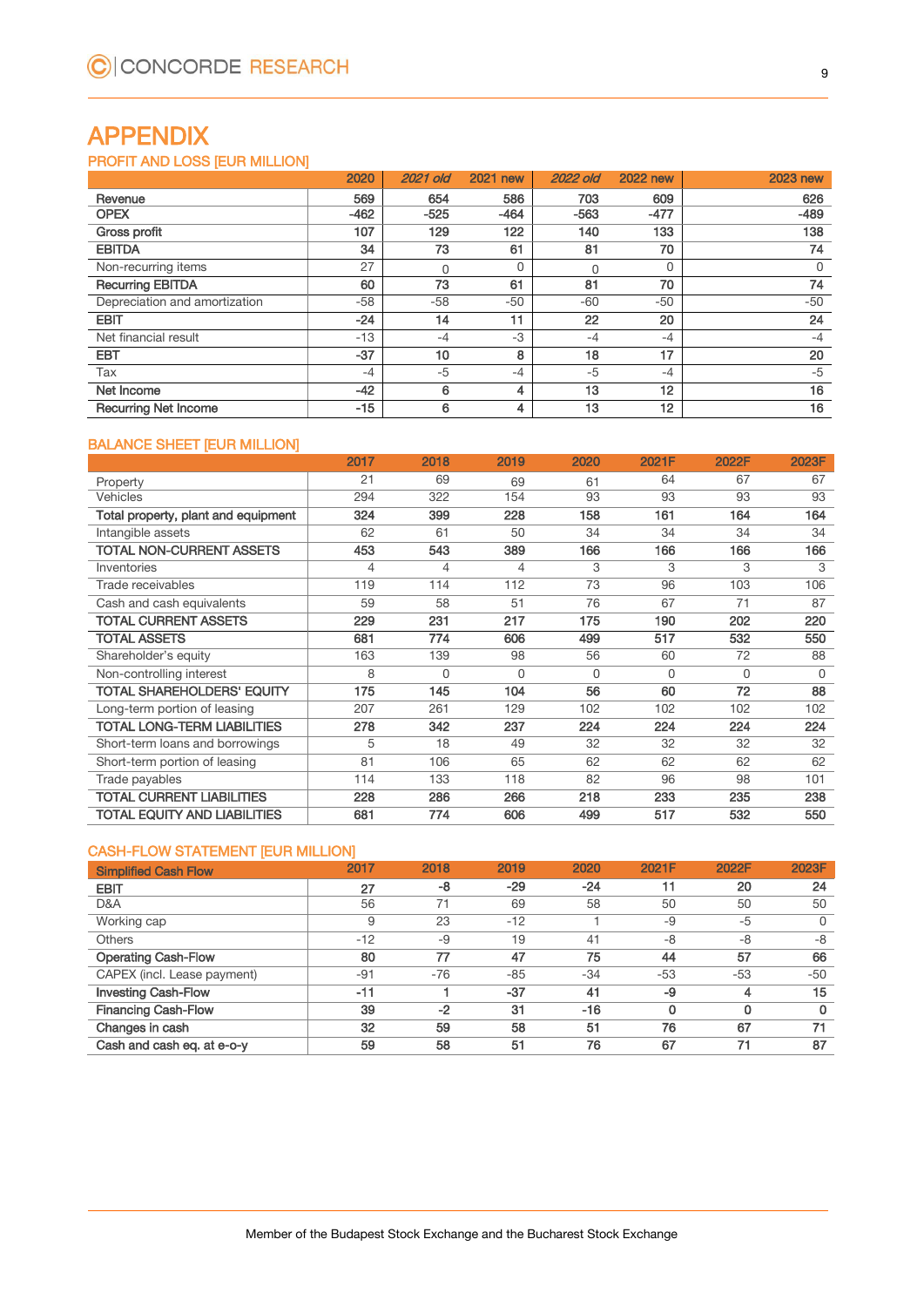# APPENDIX

## PROFIT AND LOSS [EUR MILLION]

| | 2020 | *2021 old* | 2021 new | *2022 old* | 2022 new | 2023 new |
|---|---|---|---|---|---|---|
| **Revenue** | **569** | **654** | **586** | **703** | **609** | **626** |
| **OPEX** | **-462** | **-525** | **-464** | **-563** | **-477** | **-489** |
| **Gross profit** | **107** | **129** | **122** | **140** | **133** | **138** |
| **EBITDA** | **34** | **73** | **61** | **81** | **70** | **74** |
| Non-recurring items | 27 | 0 | 0 | 0 | 0 | 0 |
| **Recurring EBITDA** | **60** | **73** | **61** | **81** | **70** | **74** |
| Depreciation and amortization | -58 | -58 | -50 | -60 | -50 | -50 |
| **EBIT** | **-24** | **14** | **11** | **22** | **20** | **24** |
| Net financial result | -13 | -4 | -3 | -4 | -4 | -4 |
| **EBT** | **-37** | **10** | **8** | **18** | **17** | **20** |
| Tax | -4 | -5 | -4 | -5 | -4 | -5 |
| **Net Income** | **-42** | **6** | **4** | **13** | **12** | **16** |
| **Recurring Net Income** | **-15** | **6** | **4** | **13** | **12** | **16** |

## BALANCE SHEET [EUR MILLION]

| | 2017 | 2018 | 2019 | 2020 | 2021F | 2022F | 2023F |
|---|---|---|---|---|---|---|---|
| Property | 21 | 69 | 69 | 61 | 64 | 67 | 67 |
| Vehicles | 294 | 322 | 154 | 93 | 93 | 93 | 93 |
| **Total property, plant and equipment** | **324** | **399** | **228** | **158** | **161** | **164** | **164** |
| Intangible assets | 62 | 61 | 50 | 34 | 34 | 34 | 34 |
| **TOTAL NON-CURRENT ASSETS** | **453** | **543** | **389** | **166** | **166** | **166** | **166** |
| Inventories | 4 | 4 | 4 | 3 | 3 | 3 | 3 |
| Trade receivables | 119 | 114 | 112 | 73 | 96 | 103 | 106 |
| Cash and cash equivalents | 59 | 58 | 51 | 76 | 67 | 71 | 87 |
| **TOTAL CURRENT ASSETS** | **229** | **231** | **217** | **175** | **190** | **202** | **220** |
| **TOTAL ASSETS** | **681** | **774** | **606** | **499** | **517** | **532** | **550** |
| Shareholder's equity | 163 | 139 | 98 | 56 | 60 | 72 | 88 |
| Non-controlling interest | 8 | 0 | 0 | 0 | 0 | 0 | 0 |
| **TOTAL SHAREHOLDERS' EQUITY** | **175** | **145** | **104** | **56** | **60** | **72** | **88** |
| Long-term portion of leasing | 207 | 261 | 129 | 102 | 102 | 102 | 102 |
| **TOTAL LONG-TERM LIABILITIES** | **278** | **342** | **237** | **224** | **224** | **224** | **224** |
| Short-term loans and borrowings | 5 | 18 | 49 | 32 | 32 | 32 | 32 |
| Short-term portion of leasing | 81 | 106 | 65 | 62 | 62 | 62 | 62 |
| Trade payables | 114 | 133 | 118 | 82 | 96 | 98 | 101 |
| **TOTAL CURRENT LIABILITIES** | **228** | **286** | **266** | **218** | **233** | **235** | **238** |
| **TOTAL EQUITY AND LIABILITIES** | **681** | **774** | **606** | **499** | **517** | **532** | **550** |

## CASH-FLOW STATEMENT [EUR MILLION]

| Simplified Cash Flow | 2017 | 2018 | 2019 | 2020 | 2021F | 2022F | 2023F |
|---|---|---|---|---|---|---|---|
| **EBIT** | **27** | **-8** | **-29** | **-24** | **11** | **20** | **24** |
| D&A | 56 | 71 | 69 | 58 | 50 | 50 | 50 |
| Working cap | 9 | 23 | -12 | 1 | -9 | -5 | 0 |
| Others | -12 | -9 | 19 | 41 | -8 | -8 | -8 |
| **Operating Cash-Flow** | **80** | **77** | **47** | **75** | **44** | **57** | **66** |
| CAPEX (incl. Lease payment) | -91 | -76 | -85 | -34 | -53 | -53 | -50 |
| **Investing Cash-Flow** | **-11** | **1** | **-37** | **41** | **-9** | **4** | **15** |
| **Financing Cash-Flow** | **39** | **-2** | **31** | **-16** | **0** | **0** | **0** |
| **Changes in cash** | **32** | **59** | **58** | **51** | **76** | **67** | **71** |
| **Cash and cash eq. at e-o-y** | **59** | **58** | **51** | **76** | **67** | **71** | **87** |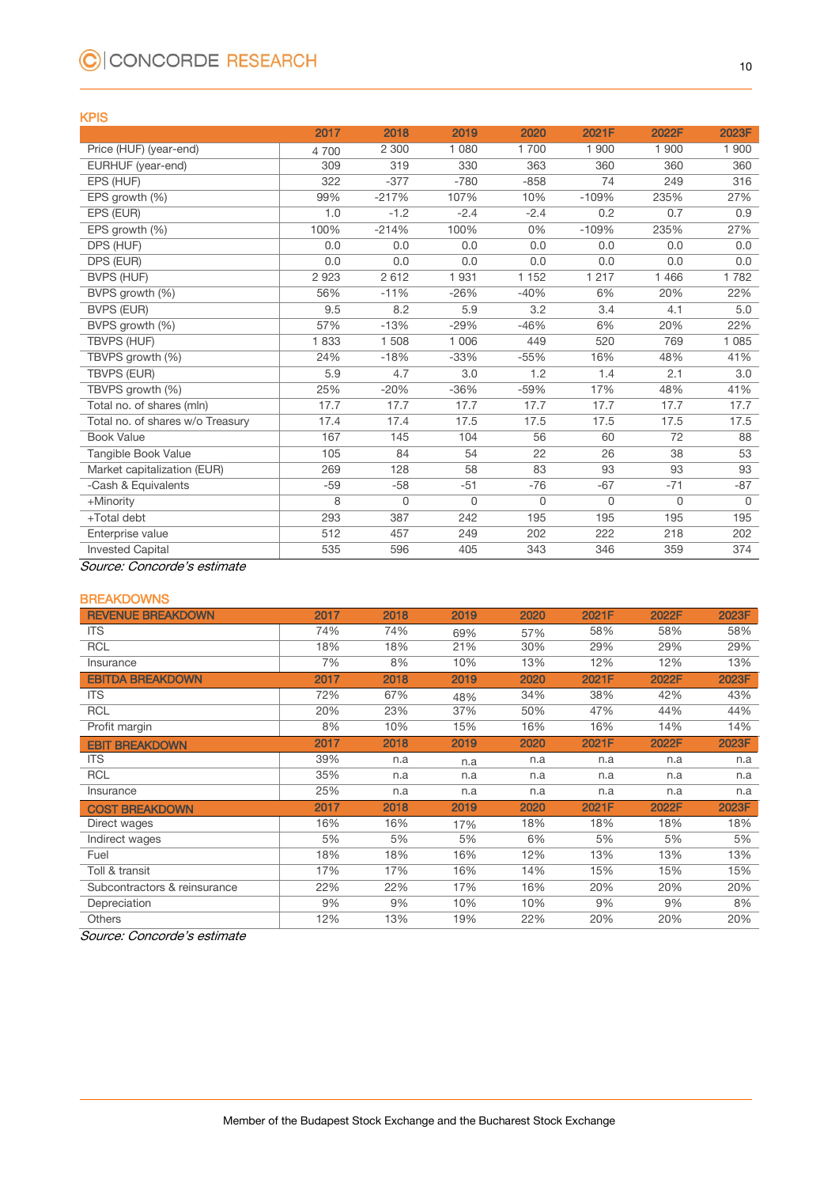## KPIS

| | 2017 | 2018 | 2019 | 2020 | 2021F | 2022F | 2023F |
|---|---|---|---|---|---|---|---|
| Price (HUF) (year-end) | 4 700 | 2 300 | 1 080 | 1 700 | 1 900 | 1 900 | 1 900 |
| EURHUF (year-end) | 309 | 319 | 330 | 363 | 360 | 360 | 360 |
| EPS (HUF) | 322 | -377 | -780 | -858 | 74 | 249 | 316 |
| EPS growth (%) | 99% | -217% | 107% | 10% | -109% | 235% | 27% |
| EPS (EUR) | 1.0 | -1.2 | -2.4 | -2.4 | 0.2 | 0.7 | 0.9 |
| EPS growth (%) | 100% | -214% | 100% | 0% | -109% | 235% | 27% |
| DPS (HUF) | 0.0 | 0.0 | 0.0 | 0.0 | 0.0 | 0.0 | 0.0 |
| DPS (EUR) | 0.0 | 0.0 | 0.0 | 0.0 | 0.0 | 0.0 | 0.0 |
| BVPS (HUF) | 2 923 | 2 612 | 1 931 | 1 152 | 1 217 | 1 466 | 1 782 |
| BVPS growth (%) | 56% | -11% | -26% | -40% | 6% | 20% | 22% |
| BVPS (EUR) | 9.5 | 8.2 | 5.9 | 3.2 | 3.4 | 4.1 | 5.0 |
| BVPS growth (%) | 57% | -13% | -29% | -46% | 6% | 20% | 22% |
| TBVPS (HUF) | 1 833 | 1 508 | 1 006 | 449 | 520 | 769 | 1 085 |
| TBVPS growth (%) | 24% | -18% | -33% | -55% | 16% | 48% | 41% |
| TBVPS (EUR) | 5.9 | 4.7 | 3.0 | 1.2 | 1.4 | 2.1 | 3.0 |
| TBVPS growth (%) | 25% | -20% | -36% | -59% | 17% | 48% | 41% |
| Total no. of shares (mln) | 17.7 | 17.7 | 17.7 | 17.7 | 17.7 | 17.7 | 17.7 |
| Total no. of shares w/o Treasury | 17.4 | 17.4 | 17.5 | 17.5 | 17.5 | 17.5 | 17.5 |
| Book Value | 167 | 145 | 104 | 56 | 60 | 72 | 88 |
| Tangible Book Value | 105 | 84 | 54 | 22 | 26 | 38 | 53 |
| Market capitalization (EUR) | 269 | 128 | 58 | 83 | 93 | 93 | 93 |
| -Cash & Equivalents | -59 | -58 | -51 | -76 | -67 | -71 | -87 |
| +Minority | 8 | 0 | 0 | 0 | 0 | 0 | 0 |
| +Total debt | 293 | 387 | 242 | 195 | 195 | 195 | 195 |
| Enterprise value | 512 | 457 | 249 | 202 | 222 | 218 | 202 |
| Invested Capital | 535 | 596 | 405 | 343 | 346 | 359 | 374 |

*Source: Concorde's estimate*

## BREAKDOWNS

| REVENUE BREAKDOWN | 2017 | 2018 | 2019 | 2020 | 2021F | 2022F | 2023F |
|---|---|---|---|---|---|---|---|
| ITS | 74% | 74% | 69% | 57% | 58% | 58% | 58% |
| RCL | 18% | 18% | 21% | 30% | 29% | 29% | 29% |
| Insurance | 7% | 8% | 10% | 13% | 12% | 12% | 13% |
| **EBITDA BREAKDOWN** | **2017** | **2018** | **2019** | **2020** | **2021F** | **2022F** | **2023F** |
| ITS | 72% | 67% | 48% | 34% | 38% | 42% | 43% |
| RCL | 20% | 23% | 37% | 50% | 47% | 44% | 44% |
| Profit margin | 8% | 10% | 15% | 16% | 16% | 14% | 14% |
| **EBIT BREAKDOWN** | **2017** | **2018** | **2019** | **2020** | **2021F** | **2022F** | **2023F** |
| ITS | 39% | n.a | n.a | n.a | n.a | n.a | n.a |
| RCL | 35% | n.a | n.a | n.a | n.a | n.a | n.a |
| Insurance | 25% | n.a | n.a | n.a | n.a | n.a | n.a |
| **COST BREAKDOWN** | **2017** | **2018** | **2019** | **2020** | **2021F** | **2022F** | **2023F** |
| Direct wages | 16% | 16% | 17% | 18% | 18% | 18% | 18% |
| Indirect wages | 5% | 5% | 5% | 6% | 5% | 5% | 5% |
| Fuel | 18% | 18% | 16% | 12% | 13% | 13% | 13% |
| Toll & transit | 17% | 17% | 16% | 14% | 15% | 15% | 15% |
| Subcontractors & reinsurance | 22% | 22% | 17% | 16% | 20% | 20% | 20% |
| Depreciation | 9% | 9% | 10% | 10% | 9% | 9% | 8% |
| Others | 12% | 13% | 19% | 22% | 20% | 20% | 20% |

*Source: Concorde's estimate*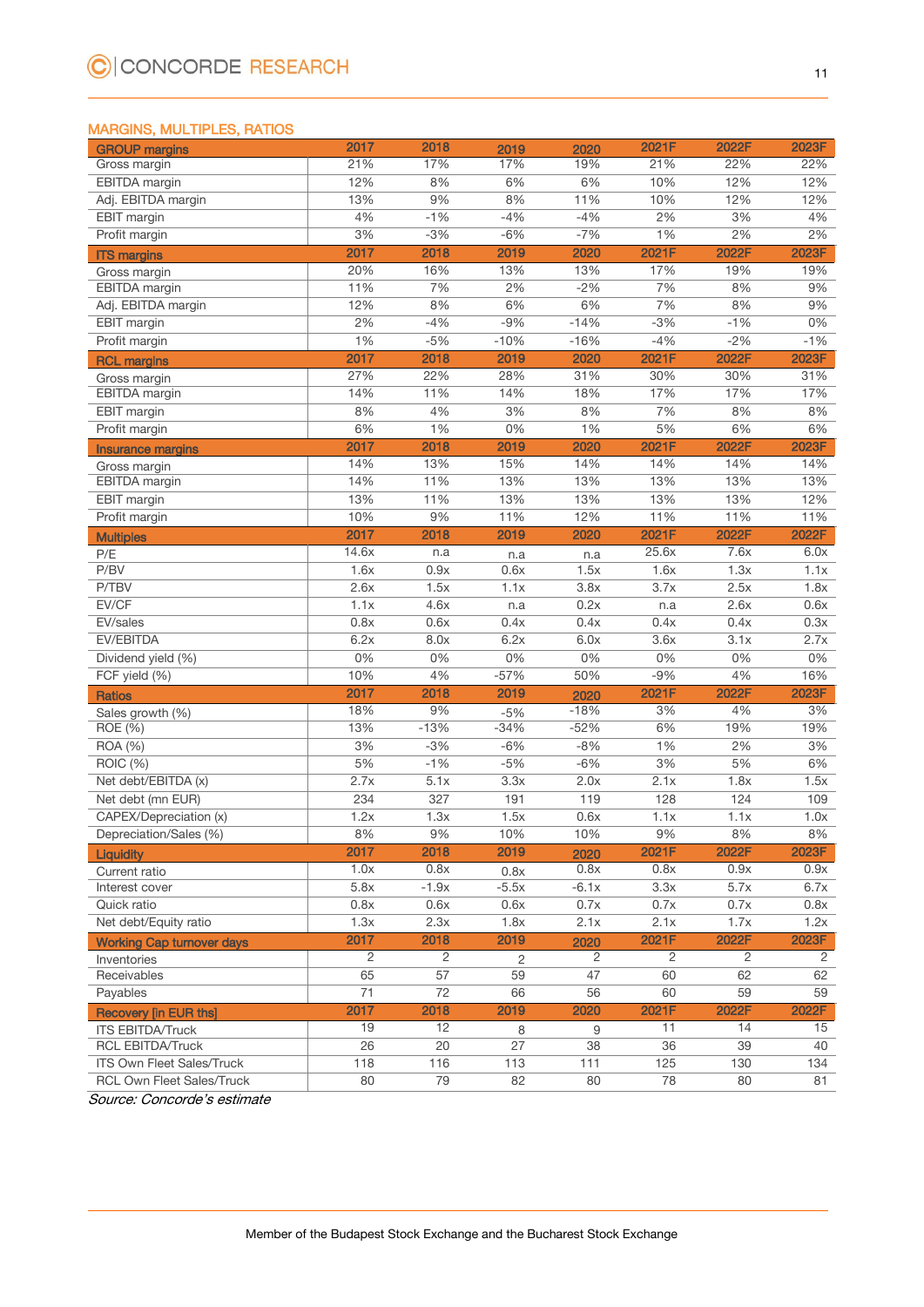## MARGINS, MULTIPLES, RATIOS

| GROUP margins | 2017 | 2018 | 2019 | 2020 | 2021F | 2022F | 2023F |
|---|---|---|---|---|---|---|---|
| Gross margin | 21% | 17% | 17% | 19% | 21% | 22% | 22% |
| EBITDA margin | 12% | 8% | 6% | 6% | 10% | 12% | 12% |
| Adj. EBITDA margin | 13% | 9% | 8% | 11% | 10% | 12% | 12% |
| EBIT margin | 4% | -1% | -4% | -4% | 2% | 3% | 4% |
| Profit margin | 3% | -3% | -6% | -7% | 1% | 2% | 2% |
| **ITS margins** | **2017** | **2018** | **2019** | **2020** | **2021F** | **2022F** | **2023F** |
| Gross margin | 20% | 16% | 13% | 13% | 17% | 19% | 19% |
| EBITDA margin | 11% | 7% | 2% | -2% | 7% | 8% | 9% |
| Adj. EBITDA margin | 12% | 8% | 6% | 6% | 7% | 8% | 9% |
| EBIT margin | 2% | -4% | -9% | -14% | -3% | -1% | 0% |
| Profit margin | 1% | -5% | -10% | -16% | -4% | -2% | -1% |
| **RCL margins** | **2017** | **2018** | **2019** | **2020** | **2021F** | **2022F** | **2023F** |
| Gross margin | 27% | 22% | 28% | 31% | 30% | 30% | 31% |
| EBITDA margin | 14% | 11% | 14% | 18% | 17% | 17% | 17% |
| EBIT margin | 8% | 4% | 3% | 8% | 7% | 8% | 8% |
| Profit margin | 6% | 1% | 0% | 1% | 5% | 6% | 6% |
| **Insurance margins** | **2017** | **2018** | **2019** | **2020** | **2021F** | **2022F** | **2023F** |
| Gross margin | 14% | 13% | 15% | 14% | 14% | 14% | 14% |
| EBITDA margin | 14% | 11% | 13% | 13% | 13% | 13% | 13% |
| EBIT margin | 13% | 11% | 13% | 13% | 13% | 13% | 12% |
| Profit margin | 10% | 9% | 11% | 12% | 11% | 11% | 11% |
| **Multiples** | **2017** | **2018** | **2019** | **2020** | **2021F** | **2022F** | **2022F** |
| P/E | 14.6x | n.a | n.a | n.a | 25.6x | 7.6x | 6.0x |
| P/BV | 1.6x | 0.9x | 0.6x | 1.5x | 1.6x | 1.3x | 1.1x |
| P/TBV | 2.6x | 1.5x | 1.1x | 3.8x | 3.7x | 2.5x | 1.8x |
| EV/CF | 1.1x | 4.6x | n.a | 0.2x | n.a | 2.6x | 0.6x |
| EV/sales | 0.8x | 0.6x | 0.4x | 0.4x | 0.4x | 0.4x | 0.3x |
| EV/EBITDA | 6.2x | 8.0x | 6.2x | 6.0x | 3.6x | 3.1x | 2.7x |
| Dividend yield (%) | 0% | 0% | 0% | 0% | 0% | 0% | 0% |
| FCF yield (%) | 10% | 4% | -57% | 50% | -9% | 4% | 16% |
| **Ratios** | **2017** | **2018** | **2019** | **2020** | **2021F** | **2022F** | **2023F** |
| Sales growth (%) | 18% | 9% | -5% | -18% | 3% | 4% | 3% |
| ROE (%) | 13% | -13% | -34% | -52% | 6% | 19% | 19% |
| ROA (%) | 3% | -3% | -6% | -8% | 1% | 2% | 3% |
| ROIC (%) | 5% | -1% | -5% | -6% | 3% | 5% | 6% |
| Net debt/EBITDA (x) | 2.7x | 5.1x | 3.3x | 2.0x | 2.1x | 1.8x | 1.5x |
| Net debt (mn EUR) | 234 | 327 | 191 | 119 | 128 | 124 | 109 |
| CAPEX/Depreciation (x) | 1.2x | 1.3x | 1.5x | 0.6x | 1.1x | 1.1x | 1.0x |
| Depreciation/Sales (%) | 8% | 9% | 10% | 10% | 9% | 8% | 8% |
| **Liquidity** | **2017** | **2018** | **2019** | **2020** | **2021F** | **2022F** | **2023F** |
| Current ratio | 1.0x | 0.8x | 0.8x | 0.8x | 0.8x | 0.9x | 0.9x |
| Interest cover | 5.8x | -1.9x | -5.5x | -6.1x | 3.3x | 5.7x | 6.7x |
| Quick ratio | 0.8x | 0.6x | 0.6x | 0.7x | 0.7x | 0.7x | 0.8x |
| Net debt/Equity ratio | 1.3x | 2.3x | 1.8x | 2.1x | 2.1x | 1.7x | 1.2x |
| **Working Cap turnover days** | **2017** | **2018** | **2019** | **2020** | **2021F** | **2022F** | **2023F** |
| Inventories | 2 | 2 | 2 | 2 | 2 | 2 | 2 |
| Receivables | 65 | 57 | 59 | 47 | 60 | 62 | 62 |
| Payables | 71 | 72 | 66 | 56 | 60 | 59 | 59 |
| **Recovery [in EUR ths]** | **2017** | **2018** | **2019** | **2020** | **2021F** | **2022F** | **2022F** |
| ITS EBITDA/Truck | 19 | 12 | 8 | 9 | 11 | 14 | 15 |
| RCL EBITDA/Truck | 26 | 20 | 27 | 38 | 36 | 39 | 40 |
| ITS Own Fleet Sales/Truck | 118 | 116 | 113 | 111 | 125 | 130 | 134 |
| RCL Own Fleet Sales/Truck | 80 | 79 | 82 | 80 | 78 | 80 | 81 |

*Source: Concorde's estimate*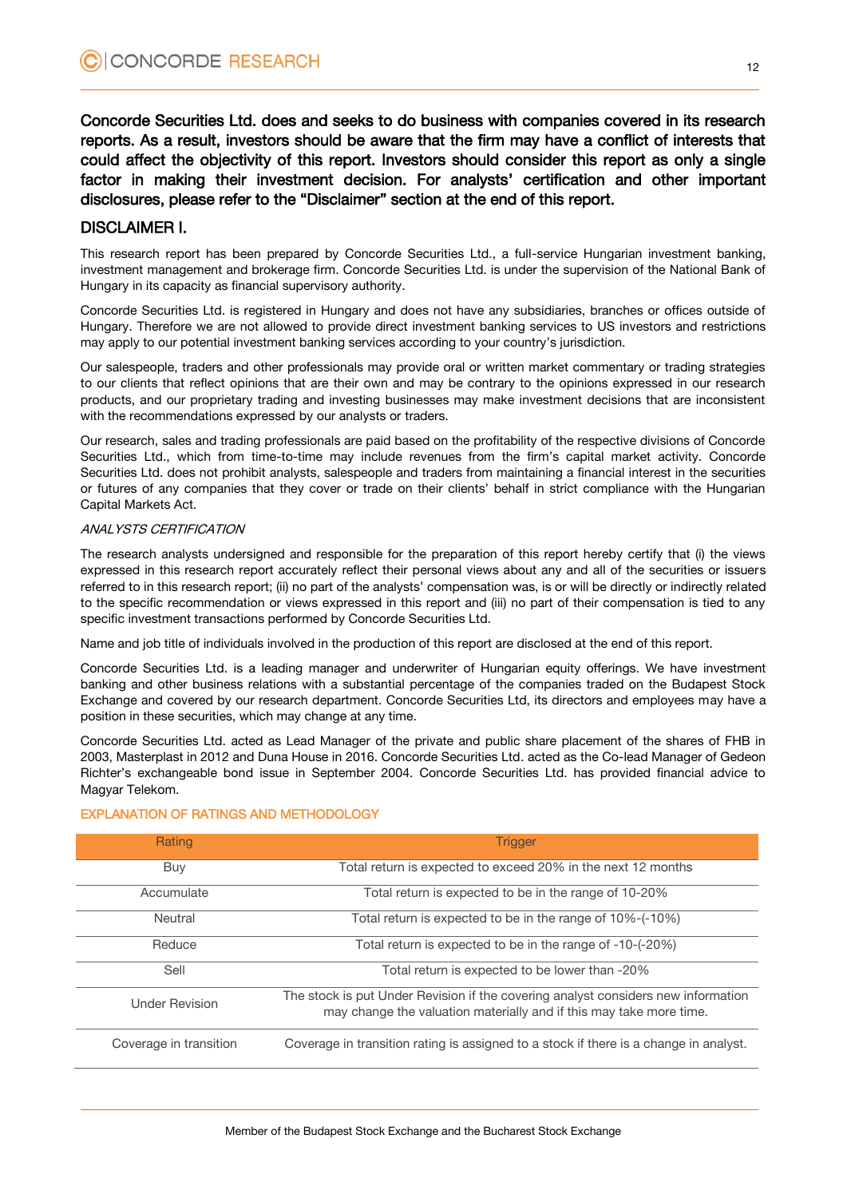**Concorde Securities Ltd. does and seeks to do business with companies covered in its research reports. As a result, investors should be aware that the firm may have a conflict of interests that could affect the objectivity of this report. Investors should consider this report as only a single factor in making their investment decision. For analysts' certification and other important disclosures, please refer to the "Disclaimer" section at the end of this report.**

## DISCLAIMER I.

This research report has been prepared by Concorde Securities Ltd., a full-service Hungarian investment banking, investment management and brokerage firm. Concorde Securities Ltd. is under the supervision of the National Bank of Hungary in its capacity as financial supervisory authority.

Concorde Securities Ltd. is registered in Hungary and does not have any subsidiaries, branches or offices outside of Hungary. Therefore we are not allowed to provide direct investment banking services to US investors and restrictions may apply to our potential investment banking services according to your country's jurisdiction.

Our salespeople, traders and other professionals may provide oral or written market commentary or trading strategies to our clients that reflect opinions that are their own and may be contrary to the opinions expressed in our research products, and our proprietary trading and investing businesses may make investment decisions that are inconsistent with the recommendations expressed by our analysts or traders.

Our research, sales and trading professionals are paid based on the profitability of the respective divisions of Concorde Securities Ltd., which from time-to-time may include revenues from the firm's capital market activity. Concorde Securities Ltd. does not prohibit analysts, salespeople and traders from maintaining a financial interest in the securities or futures of any companies that they cover or trade on their clients' behalf in strict compliance with the Hungarian Capital Markets Act.

*ANALYSTS CERTIFICATION*

The research analysts undersigned and responsible for the preparation of this report hereby certify that (i) the views expressed in this research report accurately reflect their personal views about any and all of the securities or issuers referred to in this research report; (ii) no part of the analysts' compensation was, is or will be directly or indirectly related to the specific recommendation or views expressed in this report and (iii) no part of their compensation is tied to any specific investment transactions performed by Concorde Securities Ltd.

Name and job title of individuals involved in the production of this report are disclosed at the end of this report.

Concorde Securities Ltd. is a leading manager and underwriter of Hungarian equity offerings. We have investment banking and other business relations with a substantial percentage of the companies traded on the Budapest Stock Exchange and covered by our research department. Concorde Securities Ltd, its directors and employees may have a position in these securities, which may change at any time.

Concorde Securities Ltd. acted as Lead Manager of the private and public share placement of the shares of FHB in 2003, Masterplast in 2012 and Duna House in 2016. Concorde Securities Ltd. acted as the Co-lead Manager of Gedeon Richter's exchangeable bond issue in September 2004. Concorde Securities Ltd. has provided financial advice to Magyar Telekom.

### EXPLANATION OF RATINGS AND METHODOLOGY

| Rating | Trigger |
|---|---|
| Buy | Total return is expected to exceed 20% in the next 12 months |
| Accumulate | Total return is expected to be in the range of 10-20% |
| Neutral | Total return is expected to be in the range of 10%-(-10%) |
| Reduce | Total return is expected to be in the range of -10-(-20%) |
| Sell | Total return is expected to be lower than -20% |
| Under Revision | The stock is put Under Revision if the covering analyst considers new information may change the valuation materially and if this may take more time. |
| Coverage in transition | Coverage in transition rating is assigned to a stock if there is a change in analyst. |

Member of the Budapest Stock Exchange and the Bucharest Stock Exchange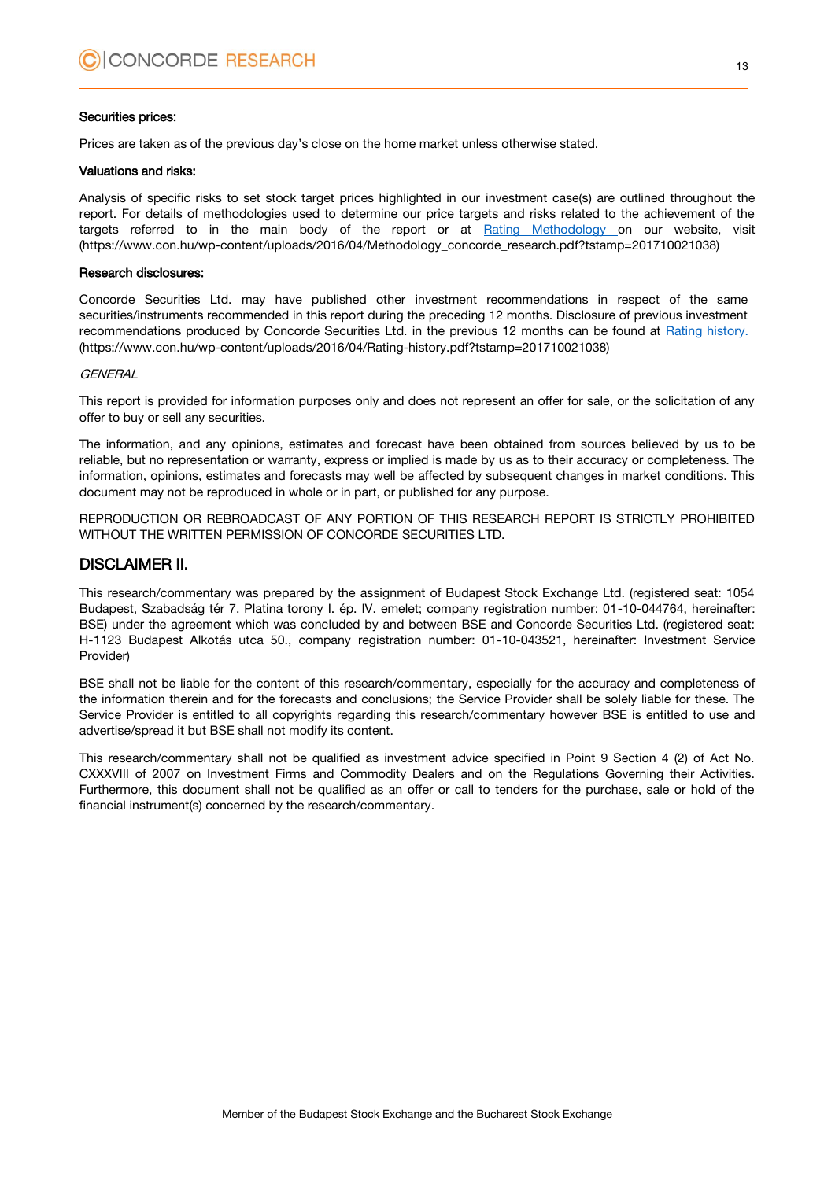**Securities prices:**

Prices are taken as of the previous day's close on the home market unless otherwise stated.

**Valuations and risks:**

Analysis of specific risks to set stock target prices highlighted in our investment case(s) are outlined throughout the report. For details of methodologies used to determine our price targets and risks related to the achievement of the targets referred to in the main body of the report or at [Rating Methodology](https://www.con.hu/wp-content/uploads/2016/04/Methodology_concorde_research.pdf?tstamp=201710021038) on our website, visit (https://www.con.hu/wp-content/uploads/2016/04/Methodology_concorde_research.pdf?tstamp=201710021038)

**Research disclosures:**

Concorde Securities Ltd. may have published other investment recommendations in respect of the same securities/instruments recommended in this report during the preceding 12 months. Disclosure of previous investment recommendations produced by Concorde Securities Ltd. in the previous 12 months can be found at [Rating history.](https://www.con.hu/wp-content/uploads/2016/04/Rating-history.pdf?tstamp=201710021038) (https://www.con.hu/wp-content/uploads/2016/04/Rating-history.pdf?tstamp=201710021038)

*GENERAL*

This report is provided for information purposes only and does not represent an offer for sale, or the solicitation of any offer to buy or sell any securities.

The information, and any opinions, estimates and forecast have been obtained from sources believed by us to be reliable, but no representation or warranty, express or implied is made by us as to their accuracy or completeness. The information, opinions, estimates and forecasts may well be affected by subsequent changes in market conditions. This document may not be reproduced in whole or in part, or published for any purpose.

REPRODUCTION OR REBROADCAST OF ANY PORTION OF THIS RESEARCH REPORT IS STRICTLY PROHIBITED WITHOUT THE WRITTEN PERMISSION OF CONCORDE SECURITIES LTD.

## DISCLAIMER II.

This research/commentary was prepared by the assignment of Budapest Stock Exchange Ltd. (registered seat: 1054 Budapest, Szabadság tér 7. Platina torony I. ép. IV. emelet; company registration number: 01-10-044764, hereinafter: BSE) under the agreement which was concluded by and between BSE and Concorde Securities Ltd. (registered seat: H-1123 Budapest Alkotás utca 50., company registration number: 01-10-043521, hereinafter: Investment Service Provider)

BSE shall not be liable for the content of this research/commentary, especially for the accuracy and completeness of the information therein and for the forecasts and conclusions; the Service Provider shall be solely liable for these. The Service Provider is entitled to all copyrights regarding this research/commentary however BSE is entitled to use and advertise/spread it but BSE shall not modify its content.

This research/commentary shall not be qualified as investment advice specified in Point 9 Section 4 (2) of Act No. CXXXVIII of 2007 on Investment Firms and Commodity Dealers and on the Regulations Governing their Activities. Furthermore, this document shall not be qualified as an offer or call to tenders for the purchase, sale or hold of the financial instrument(s) concerned by the research/commentary.